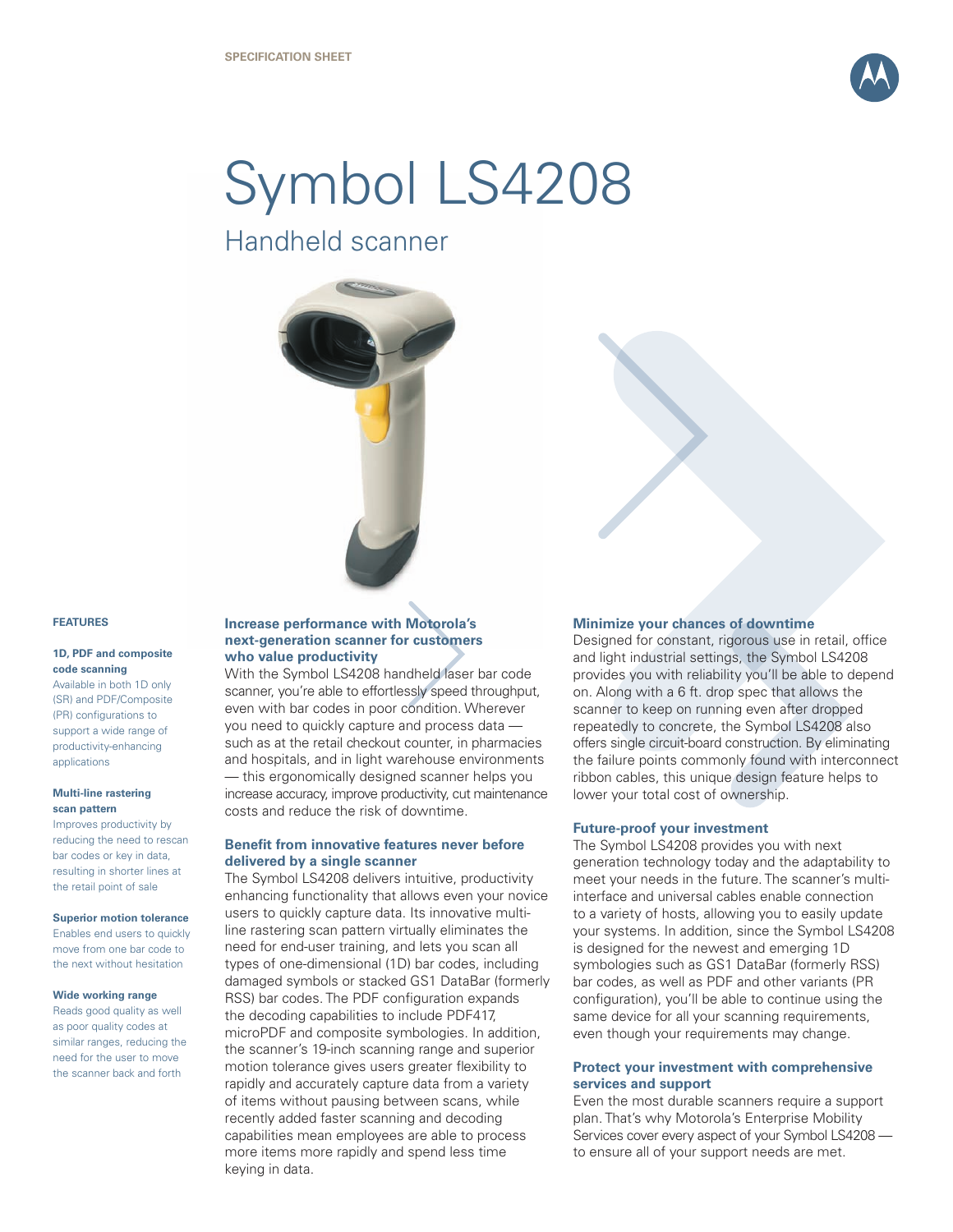SPECIFICATION SHEET

# Symbol LS4208

## Handheld scanner

### FEATURES

**1D, PDF and composite code scanning**
Available in both 1D only (SR) and PDF/Composite (PR) configurations to support a wide range of productivity-enhancing applications

**Multi-line rastering scan pattern**
Improves productivity by reducing the need to rescan bar codes or key in data, resulting in shorter lines at the retail point of sale

**Superior motion tolerance**
Enables end users to quickly move from one bar code to the next without hesitation

**Wide working range**
Reads good quality as well as poor quality codes at similar ranges, reducing the need for the user to move the scanner back and forth

### Increase performance with Motorola's next-generation scanner for customers who value productivity

With the Symbol LS4208 handheld laser bar code scanner, you're able to effortlessly speed throughput, even with bar codes in poor condition. Wherever you need to quickly capture and process data — such as at the retail checkout counter, in pharmacies and hospitals, and in light warehouse environments — this ergonomically designed scanner helps you increase accuracy, improve productivity, cut maintenance costs and reduce the risk of downtime.

### Benefit from innovative features never before delivered by a single scanner

The Symbol LS4208 delivers intuitive, productivity enhancing functionality that allows even your novice users to quickly capture data. Its innovative multi-line rastering scan pattern virtually eliminates the need for end-user training, and lets you scan all types of one-dimensional (1D) bar codes, including damaged symbols or stacked GS1 DataBar (formerly RSS) bar codes. The PDF configuration expands the decoding capabilities to include PDF417, microPDF and composite symbologies. In addition, the scanner's 19-inch scanning range and superior motion tolerance gives users greater flexibility to rapidly and accurately capture data from a variety of items without pausing between scans, while recently added faster scanning and decoding capabilities mean employees are able to process more items more rapidly and spend less time keying in data.

### Minimize your chances of downtime

Designed for constant, rigorous use in retail, office and light industrial settings, the Symbol LS4208 provides you with reliability you'll be able to depend on. Along with a 6 ft. drop spec that allows the scanner to keep on running even after dropped repeatedly to concrete, the Symbol LS4208 also offers single circuit-board construction. By eliminating the failure points commonly found with interconnect ribbon cables, this unique design feature helps to lower your total cost of ownership.

### Future-proof your investment

The Symbol LS4208 provides you with next generation technology today and the adaptability to meet your needs in the future. The scanner's multi-interface and universal cables enable connection to a variety of hosts, allowing you to easily update your systems. In addition, since the Symbol LS4208 is designed for the newest and emerging 1D symbologies such as GS1 DataBar (formerly RSS) bar codes, as well as PDF and other variants (PR configuration), you'll be able to continue using the same device for all your scanning requirements, even though your requirements may change.

### Protect your investment with comprehensive services and support

Even the most durable scanners require a support plan. That's why Motorola's Enterprise Mobility Services cover every aspect of your Symbol LS4208 — to ensure all of your support needs are met.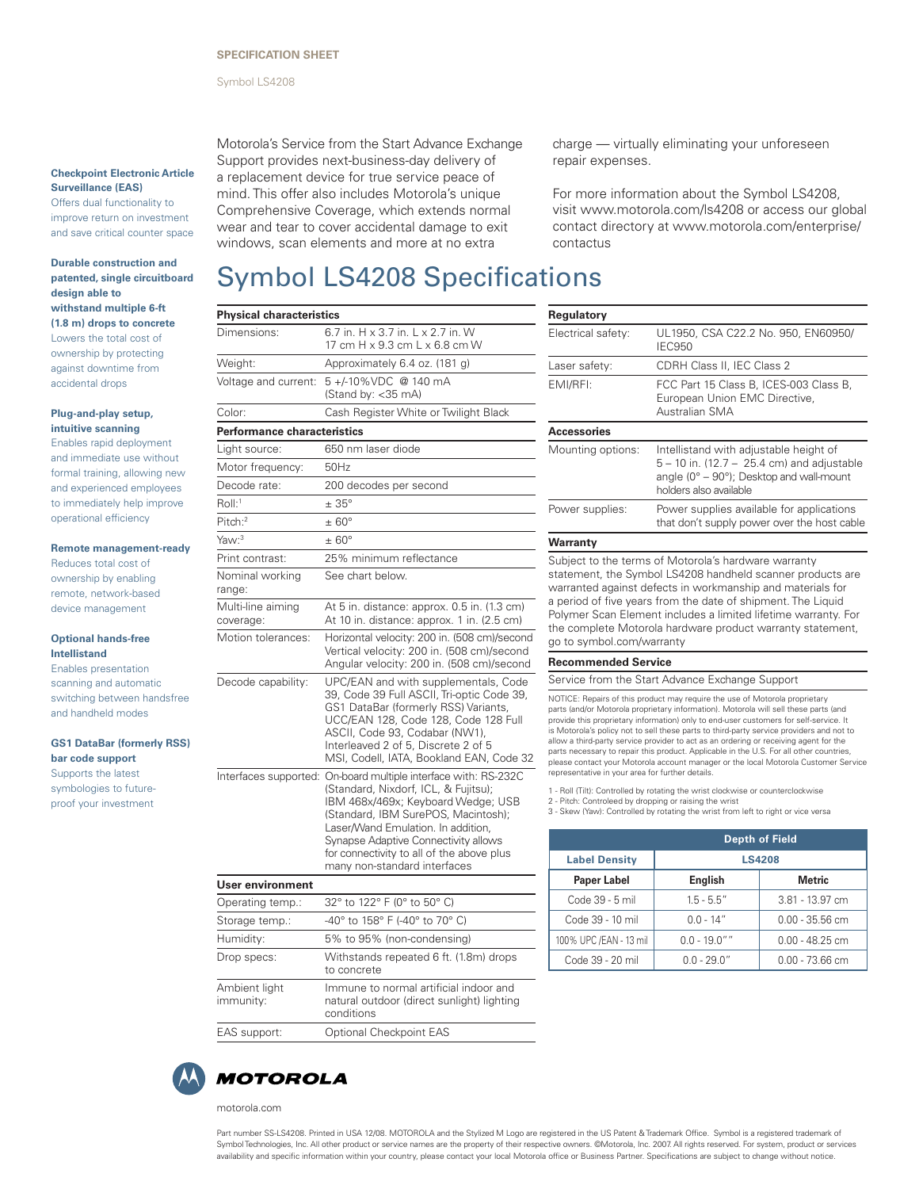**Checkpoint Electronic Article Surveillance (EAS)**
Offers dual functionality to improve return on investment and save critical counter space

**Durable construction and patented, single circuitboard design able to withstand multiple 6-ft (1.8 m) drops to concrete**
Lowers the total cost of ownership by protecting against downtime from accidental drops

**Plug-and-play setup, intuitive scanning**
Enables rapid deployment and immediate use without formal training, allowing new and experienced employees to immediately help improve operational efficiency

**Remote management-ready**
Reduces total cost of ownership by enabling remote, network-based device management

**Optional hands-free Intellistand**
Enables presentation scanning and automatic switching between handsfree and handheld modes

**GS1 DataBar (formerly RSS) bar code support**
Supports the latest symbologies to future-proof your investment

Motorola's Service from the Start Advance Exchange Support provides next-business-day delivery of a replacement device for true service peace of mind. This offer also includes Motorola's unique Comprehensive Coverage, which extends normal wear and tear to cover accidental damage to exit windows, scan elements and more at no extra charge — virtually eliminating your unforeseen repair expenses.

For more information about the Symbol LS4208, visit www.motorola.com/ls4208 or access our global contact directory at www.motorola.com/enterprise/contactus

# Symbol LS4208 Specifications

| **Physical characteristics** | |
|---|---|
| Dimensions: | 6.7 in. H x 3.7 in. L x 2.7 in. W<br>17 cm H x 9.3 cm L x 6.8 cm W |
| Weight: | Approximately 6.4 oz. (181 g) |
| Voltage and current: | 5 +/-10%VDC @ 140 mA<br>(Stand by: <35 mA) |
| Color: | Cash Register White or Twilight Black |
| **Performance characteristics** | |
| Light source: | 650 nm laser diode |
| Motor frequency: | 50Hz |
| Decode rate: | 200 decodes per second |
| Roll:[1] | ± 35° |
| Pitch:[2] | ± 60° |
| Yaw:[3] | ± 60° |
| Print contrast: | 25% minimum reflectance |
| Nominal working range: | See chart below. |
| Multi-line aiming coverage: | At 5 in. distance: approx. 0.5 in. (1.3 cm)<br>At 10 in. distance: approx. 1 in. (2.5 cm) |
| Motion tolerances: | Horizontal velocity: 200 in. (508 cm)/second<br>Vertical velocity: 200 in. (508 cm)/second<br>Angular velocity: 200 in. (508 cm)/second |
| Decode capability: | UPC/EAN and with supplementals, Code 39, Code 39 Full ASCII, Tri-optic Code 39, GS1 DataBar (formerly RSS) Variants, UCC/EAN 128, Code 128, Code 128 Full ASCII, Code 93, Codabar (NW1), Interleaved 2 of 5, Discrete 2 of 5 MSI, Codell, IATA, Bookland EAN, Code 32 |
| Interfaces supported: | On-board multiple interface with: RS-232C (Standard, Nixdorf, ICL, & Fujitsu); IBM 468x/469x; Keyboard Wedge; USB (Standard, IBM SurePOS, Macintosh); Laser/Wand Emulation. In addition, Synapse Adaptive Connectivity allows for connectivity to all of the above plus many non-standard interfaces |
| **User environment** | |
| Operating temp.: | 32° to 122° F (0° to 50° C) |
| Storage temp.: | -40° to 158° F (-40° to 70° C) |
| Humidity: | 5% to 95% (non-condensing) |
| Drop specs: | Withstands repeated 6 ft. (1.8m) drops to concrete |
| Ambient light immunity: | Immune to normal artificial indoor and natural outdoor (direct sunlight) lighting conditions |
| EAS support: | Optional Checkpoint EAS |

| **Regulatory** | |
|---|---|
| Electrical safety: | UL1950, CSA C22.2 No. 950, EN60950/IEC950 |
| Laser safety: | CDRH Class II, IEC Class 2 |
| EMI/RFI: | FCC Part 15 Class B, ICES-003 Class B, European Union EMC Directive, Australian SMA |
| **Accessories** | |
| Mounting options: | Intellistand with adjustable height of 5 – 10 in. (12.7 – 25.4 cm) and adjustable angle (0° – 90°); Desktop and wall-mount holders also available |
| Power supplies: | Power supplies available for applications that don't supply power over the host cable |

**Warranty**

Subject to the terms of Motorola's hardware warranty statement, the Symbol LS4208 handheld scanner products are warranted against defects in workmanship and materials for a period of five years from the date of shipment. The Liquid Polymer Scan Element includes a limited lifetime warranty. For the complete Motorola hardware product warranty statement, go to symbol.com/warranty

**Recommended Service**

Service from the Start Advance Exchange Support

NOTICE: Repairs of this product may require the use of Motorola proprietary parts (and/or Motorola proprietary information). Motorola will sell these parts (and provide this proprietary information) only to end-user customers for self-service. It is Motorola's policy not to sell these parts to third-party service providers and not to allow a third-party service provider to act as an ordering or receiving agent for the parts necessary to repair this product. Applicable in the U.S. For all other countries, please contact your Motorola account manager or the local Motorola Customer Service representative in your area for further details.

1 - Roll (Tilt): Controlled by rotating the wrist clockwise or counterclockwise
2 - Pitch: Controleed by dropping or raising the wrist
3 - Skew (Yaw): Controlled by rotating the wrist from left to right or vice versa

| Depth of Field | | |
|---|---|---|
| **Label Density** | **LS4208** | |
| **Paper Label** | **English** | **Metric** |
| Code 39 - 5 mil | 1.5 - 5.5" | 3.81 - 13.97 cm |
| Code 39 - 10 mil | 0.0 - 14" | 0.00 - 35.56 cm |
| 100% UPC /EAN - 13 mil | 0.0 - 19.0"" | 0.00 - 48.25 cm |
| Code 39 - 20 mil | 0.0 - 29.0" | 0.00 - 73.66 cm |

MOTOROLA

motorola.com

Part number SS-LS4208. Printed in USA 12/08. MOTOROLA and the Stylized M Logo are registered in the US Patent & Trademark Office. Symbol is a registered trademark of Symbol Technologies, Inc. All other product or service names are the property of their respective owners. ©Motorola, Inc. 2007. All rights reserved. For system, product or services availability and specific information within your country, please contact your local Motorola office or Business Partner. Specifications are subject to change without notice.